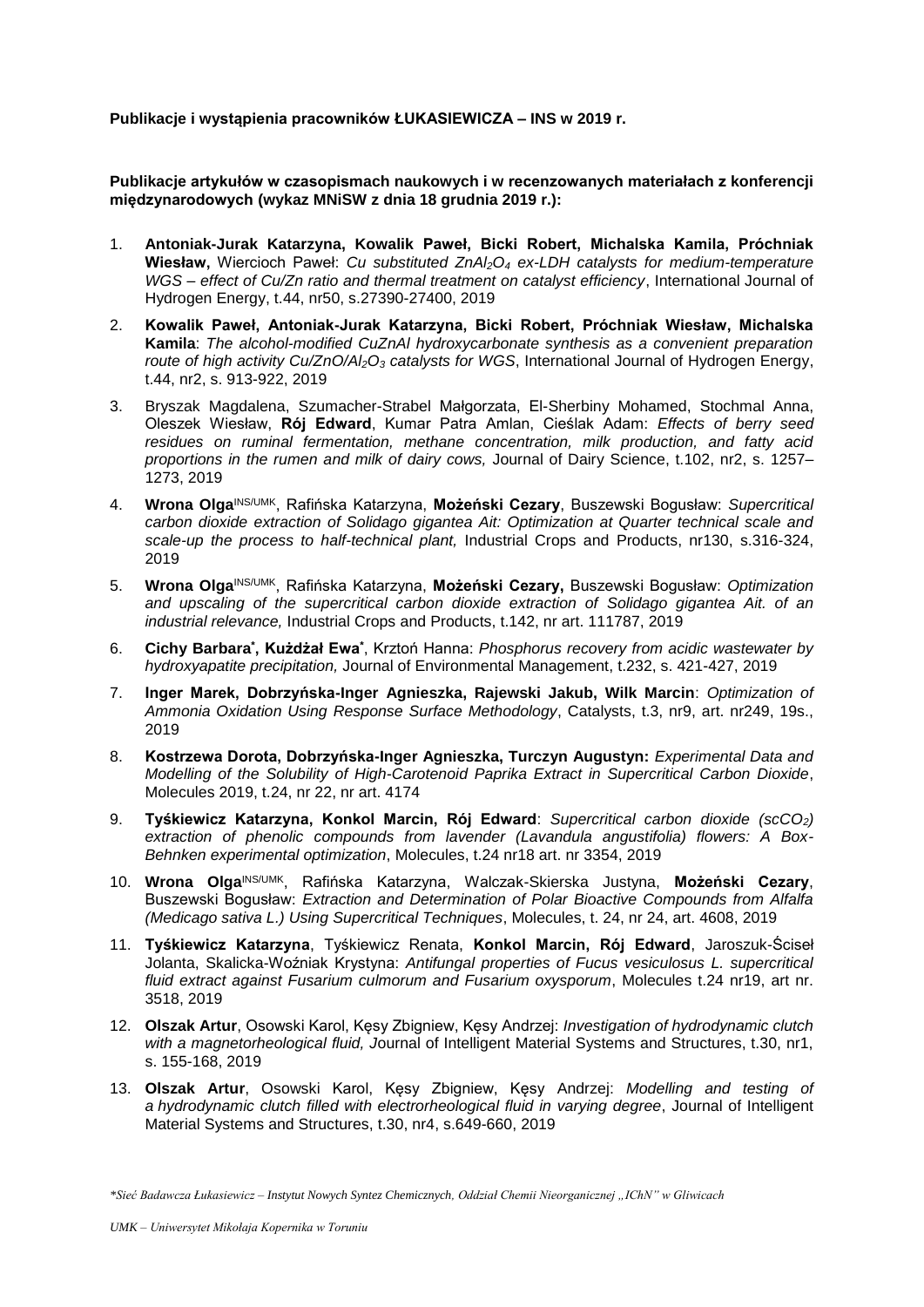**Publikacje i wystąpienia pracowników ŁUKASIEWICZA – INS w 2019 r.**

**Publikacje artykułów w czasopismach naukowych i w recenzowanych materiałach z konferencji międzynarodowych (wykaz MNiSW z dnia 18 grudnia 2019 r.):**

1. **Antoniak-Jurak Katarzyna, Kowalik Paweł, Bicki Robert, Michalska Kamila, Próchniak Wiesław,** Wiercioch Paweł: *Cu substituted $ZnAl_2O_4$ ex-LDH catalysts for medium-temperature WGS – effect of Cu/Zn ratio and thermal treatment on catalyst efficiency*, International Journal of Hydrogen Energy, t.44, nr50, s.27390-27400, 2019

2. **Kowalik Paweł, Antoniak-Jurak Katarzyna, Bicki Robert, Próchniak Wiesław, Michalska Kamila**: *The alcohol-modified CuZnAl hydroxycarbonate synthesis as a convenient preparation route of high activity $Cu/ZnO/Al_2O_3$ catalysts for WGS*, International Journal of Hydrogen Energy, t.44, nr2, s. 913-922, 2019

3. Bryszak Magdalena, Szumacher-Strabel Małgorzata, El-Sherbiny Mohamed, Stochmal Anna, Oleszek Wiesław, **Rój Edward**, Kumar Patra Amlan, Cieślak Adam: *Effects of berry seed residues on ruminal fermentation, methane concentration, milk production, and fatty acid proportions in the rumen and milk of dairy cows,* Journal of Dairy Science, t.102, nr2, s. 1257–1273, 2019

4. **Wrona Olga**[INS/UMK], Rafińska Katarzyna, **Możeński Cezary**, Buszewski Bogusław: *Supercritical carbon dioxide extraction of Solidago gigantea Ait: Optimization at Quarter technical scale and scale-up the process to half-technical plant,* Industrial Crops and Products, nr130, s.316-324, 2019

5. **Wrona Olga**[INS/UMK], Rafińska Katarzyna, **Możeński Cezary,** Buszewski Bogusław: *Optimization and upscaling of the supercritical carbon dioxide extraction of Solidago gigantea Ait. of an industrial relevance,* Industrial Crops and Products, t.142, nr art. 111787, 2019

6. **Cichy Barbara**[*]**, Kużdżał Ewa**[*], Krztoń Hanna: *Phosphorus recovery from acidic wastewater by hydroxyapatite precipitation,* Journal of Environmental Management, t.232, s. 421-427, 2019

7. **Inger Marek, Dobrzyńska-Inger Agnieszka, Rajewski Jakub, Wilk Marcin**: *Optimization of Ammonia Oxidation Using Response Surface Methodology*, Catalysts, t.3, nr9, art. nr249, 19s., 2019

8. **Kostrzewa Dorota, Dobrzyńska-Inger Agnieszka, Turczyn Augustyn:** *Experimental Data and Modelling of the Solubility of High-Carotenoid Paprika Extract in Supercritical Carbon Dioxide*, Molecules 2019, t.24, nr 22, nr art. 4174

9. **Tyśkiewicz Katarzyna, Konkol Marcin, Rój Edward**: *Supercritical carbon dioxide ($scCO_2$) extraction of phenolic compounds from lavender (Lavandula angustifolia) flowers: A Box-Behnken experimental optimization*, Molecules, t.24 nr18 art. nr 3354, 2019

10. **Wrona Olga**[INS/UMK], Rafińska Katarzyna, Walczak-Skierska Justyna, **Możeński Cezary**, Buszewski Bogusław: *Extraction and Determination of Polar Bioactive Compounds from Alfalfa (Medicago sativa L.) Using Supercritical Techniques*, Molecules, t. 24, nr 24, art. 4608, 2019

11. **Tyśkiewicz Katarzyna**, Tyśkiewicz Renata, **Konkol Marcin, Rój Edward**, Jaroszuk-Ściseł Jolanta, Skalicka-Woźniak Krystyna: *Antifungal properties of Fucus vesiculosus L. supercritical fluid extract against Fusarium culmorum and Fusarium oxysporum*, Molecules t.24 nr19, art nr. 3518, 2019

12. **Olszak Artur**, Osowski Karol, Kęsy Zbigniew, Kęsy Andrzej: *Investigation of hydrodynamic clutch with a magnetorheological fluid,* Journal of Intelligent Material Systems and Structures, t.30, nr1, s. 155-168, 2019

13. **Olszak Artur**, Osowski Karol, Kęsy Zbigniew, Kęsy Andrzej: *Modelling and testing of a hydrodynamic clutch filled with electrorheological fluid in varying degree*, Journal of Intelligent Material Systems and Structures, t.30, nr4, s.649-660, 2019

*\*Sieć Badawcza Łukasiewicz – Instytut Nowych Syntez Chemicznych, Oddział Chemii Nieorganicznej „IChN" w Gliwicach*

*UMK – Uniwersytet Mikołaja Kopernika w Toruniu*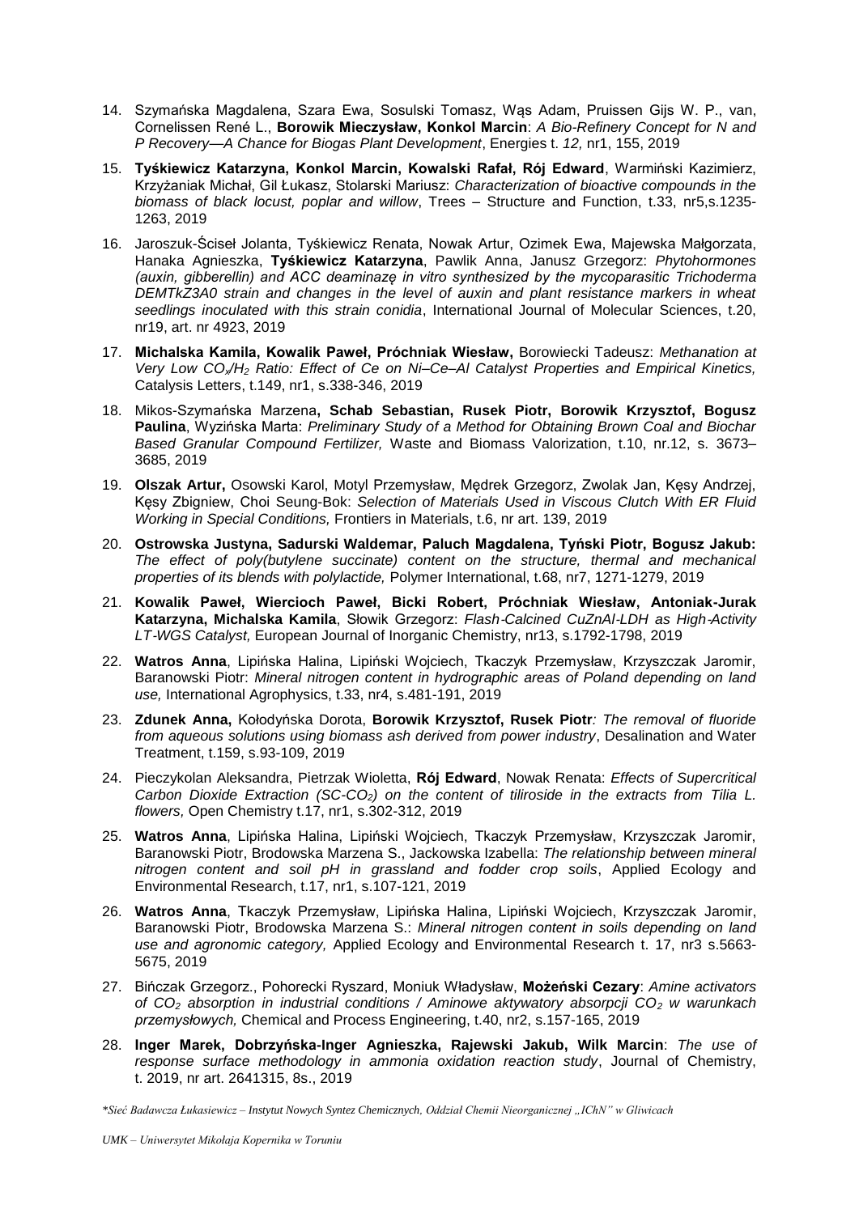14. Szymańska Magdalena, Szara Ewa, Sosulski Tomasz, Wąs Adam, Pruissen Gijs W. P., van, Cornelissen René L., **Borowik Mieczysław, Konkol Marcin**: *A Bio-Refinery Concept for N and P Recovery—A Chance for Biogas Plant Development*, Energies t. *12,* nr1, 155, 2019

15. **Tyśkiewicz Katarzyna, Konkol Marcin, Kowalski Rafał, Rój Edward**, Warmiński Kazimierz, Krzyżaniak Michał, Gil Łukasz, Stolarski Mariusz: *Characterization of bioactive compounds in the biomass of black locust, poplar and willow*, Trees – Structure and Function, t.33, nr5,s.1235-1263, 2019

16. Jaroszuk-Ściseł Jolanta, Tyśkiewicz Renata, Nowak Artur, Ozimek Ewa, Majewska Małgorzata, Hanaka Agnieszka, **Tyśkiewicz Katarzyna**, Pawlik Anna, Janusz Grzegorz: *Phytohormones (auxin, gibberellin) and ACC deaminazę in vitro synthesized by the mycoparasitic Trichoderma DEMTkZ3A0 strain and changes in the level of auxin and plant resistance markers in wheat seedlings inoculated with this strain conidia*, International Journal of Molecular Sciences, t.20, nr19, art. nr 4923, 2019

17. **Michalska Kamila, Kowalik Paweł, Próchniak Wiesław,** Borowiecki Tadeusz: *Methanation at Very Low $CO_x/H_2$ Ratio: Effect of Ce on Ni–Ce–Al Catalyst Properties and Empirical Kinetics,* Catalysis Letters, t.149, nr1, s.338-346, 2019

18. Mikos-Szymańska Marzena**, Schab Sebastian, Rusek Piotr, Borowik Krzysztof, Bogusz Paulina**, Wyzińska Marta: *Preliminary Study of a Method for Obtaining Brown Coal and Biochar Based Granular Compound Fertilizer,* Waste and Biomass Valorization, t.10, nr.12, s. 3673–3685, 2019

19. **Olszak Artur,** Osowski Karol, Motyl Przemysław, Mędrek Grzegorz, Zwolak Jan, Kęsy Andrzej, Kęsy Zbigniew, Choi Seung-Bok: *Selection of Materials Used in Viscous Clutch With ER Fluid Working in Special Conditions,* Frontiers in Materials, t.6, nr art. 139, 2019

20. **Ostrowska Justyna, Sadurski Waldemar, Paluch Magdalena, Tyński Piotr, Bogusz Jakub:** *The effect of poly(butylene succinate) content on the structure, thermal and mechanical properties of its blends with polylactide,* Polymer International, t.68, nr7, 1271-1279, 2019

21. **Kowalik Paweł, Wiercioch Paweł, Bicki Robert, Próchniak Wiesław, Antoniak-Jurak Katarzyna, Michalska Kamila**, Słowik Grzegorz: *Flash‐Calcined CuZnAl‐LDH as High‐Activity LT‐WGS Catalyst,* European Journal of Inorganic Chemistry, nr13, s.1792-1798, 2019

22. **Watros Anna**, Lipińska Halina, Lipiński Wojciech, Tkaczyk Przemysław, Krzyszczak Jaromir, Baranowski Piotr: *Mineral nitrogen content in hydrographic areas of Poland depending on land use,* International Agrophysics, t.33, nr4, s.481-191, 2019

23. **Zdunek Anna,** Kołodyńska Dorota, **Borowik Krzysztof, Rusek Piotr***: The removal of fluoride from aqueous solutions using biomass ash derived from power industry*, Desalination and Water Treatment, t.159, s.93-109, 2019

24. Pieczykolan Aleksandra, Pietrzak Wioletta, **Rój Edward**, Nowak Renata: *Effects of Supercritical Carbon Dioxide Extraction (SC-$CO_2$) on the content of tiliroside in the extracts from Tilia L. flowers,* Open Chemistry t.17, nr1, s.302-312, 2019

25. **Watros Anna**, Lipińska Halina, Lipiński Wojciech, Tkaczyk Przemysław, Krzyszczak Jaromir, Baranowski Piotr, Brodowska Marzena S., Jackowska Izabella: *The relationship between mineral nitrogen content and soil pH in grassland and fodder crop soils*, Applied Ecology and Environmental Research, t.17, nr1, s.107-121, 2019

26. **Watros Anna**, Tkaczyk Przemysław, Lipińska Halina, Lipiński Wojciech, Krzyszczak Jaromir, Baranowski Piotr, Brodowska Marzena S.: *Mineral nitrogen content in soils depending on land use and agronomic category,* Applied Ecology and Environmental Research t. 17, nr3 s.5663-5675, 2019

27. Bińczak Grzegorz., Pohorecki Ryszard, Moniuk Władysław, **Możeński Cezary**: *Amine activators of $CO_2$ absorption in industrial conditions / Aminowe aktywatory absorpcji $CO_2$ w warunkach przemysłowych,* Chemical and Process Engineering, t.40, nr2, s.157-165, 2019

28. **Inger Marek, Dobrzyńska-Inger Agnieszka, Rajewski Jakub, Wilk Marcin**: *The use of response surface methodology in ammonia oxidation reaction study*, Journal of Chemistry, t. 2019, nr art. 2641315, 8s., 2019

*\*Sieć Badawcza Łukasiewicz – Instytut Nowych Syntez Chemicznych, Oddział Chemii Nieorganicznej „IChN" w Gliwicach*

*UMK – Uniwersytet Mikołaja Kopernika w Toruniu*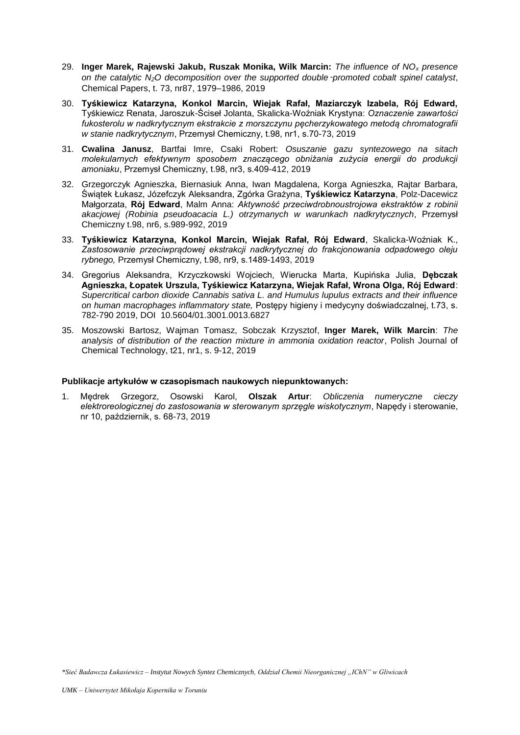29. **Inger Marek, Rajewski Jakub, Ruszak Monika, Wilk Marcin:** *The influence of $NO_x$ presence on the catalytic $N_2O$ decomposition over the supported double‑promoted cobalt spinel catalyst*, Chemical Papers, t. 73, nr87, 1979–1986, 2019

30. **Tyśkiewicz Katarzyna, Konkol Marcin, Wiejak Rafał, Maziarczyk Izabela, Rój Edward,** Tyśkiewicz Renata, Jaroszuk-Ścisel Jolanta, Skalicka-Woźniak Krystyna: *Oznaczenie zawartości fukosterolu w nadkrytycznym ekstrakcie z morszczynu pęcherzykowatego metodą chromatografii w stanie nadkrytycznym*, Przemysł Chemiczny, t.98, nr1, s.70-73, 2019

31. **Cwalina Janusz**, Bartfai Imre, Csaki Robert: *Osuszanie gazu syntezowego na sitach molekularnych efektywnym sposobem znaczącego obniżania zużycia energii do produkcji amoniaku*, Przemysł Chemiczny, t.98, nr3, s.409-412, 2019

32. Grzegorczyk Agnieszka, Biernasiuk Anna, Iwan Magdalena, Korga Agnieszka, Rajtar Barbara, Świątek Łukasz, Józefczyk Aleksandra, Zgórka Grażyna, **Tyśkiewicz Katarzyna**, Polz-Dacewicz Małgorzata, **Rój Edward**, Malm Anna: *Aktywność przeciwdrobnoustrojowa ekstraktów z robinii akacjowej (Robinia pseudoacacia L.) otrzymanych w warunkach nadkrytycznych*, Przemysł Chemiczny t.98, nr6, s.989-992, 2019

33. **Tyśkiewicz Katarzyna, Konkol Marcin, Wiejak Rafał, Rój Edward**, Skalicka-Woźniak K., *Zastosowanie przeciwprądowej ekstrakcji nadkrytycznej do frakcjonowania odpadowego oleju rybnego,* Przemysł Chemiczny, t.98, nr9, s.1489-1493, 2019

34. Gregorius Aleksandra, Krzyczkowski Wojciech, Wierucka Marta, Kupińska Julia, **Dębczak Agnieszka, Łopatek Urszula, Tyśkiewicz Katarzyna, Wiejak Rafał, Wrona Olga, Rój Edward**: *Supercritical carbon dioxide Cannabis sativa L. and Humulus lupulus extracts and their influence on human macrophages inflammatory state,* Postępy higieny i medycyny doświadczalnej, t.73, s. 782-790 2019, DOI 10.5604/01.3001.0013.6827

35. Moszowski Bartosz, Wajman Tomasz, Sobczak Krzysztof, **Inger Marek, Wilk Marcin**: *The analysis of distribution of the reaction mixture in ammonia oxidation reactor*, Polish Journal of Chemical Technology, t21, nr1, s. 9-12, 2019

**Publikacje artykułów w czasopismach naukowych niepunktowanych:**

1. Mędrek Grzegorz, Osowski Karol, **Olszak Artur**: *Obliczenia numeryczne cieczy elektroreologicznej do zastosowania w sterowanym sprzęgle wiskotycznym*, Napędy i sterowanie, nr 10, październik, s. 68-73, 2019

*\*Sieć Badawcza Łukasiewicz – Instytut Nowych Syntez Chemicznych, Oddział Chemii Nieorganicznej „IChN" w Gliwicach*

*UMK – Uniwersytet Mikołaja Kopernika w Toruniu*